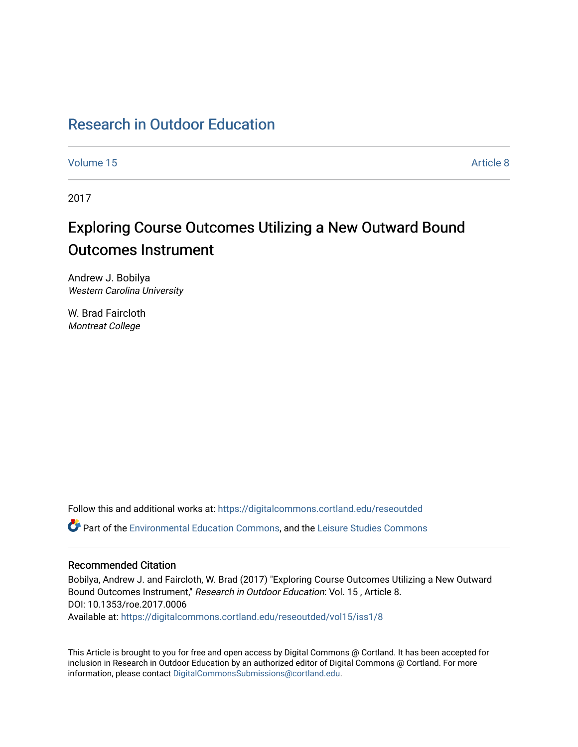# Research in Outdoor Education

Volume 15 | Article 8

2017

## Exploring Course Outcomes Utilizing a New Outward Bound Outcomes Instrument

Andrew J. Bobilya
*Western Carolina University*

W. Brad Faircloth
*Montreat College*

Follow this and additional works at: https://digitalcommons.cortland.edu/reseoutded

Part of the Environmental Education Commons, and the Leisure Studies Commons

### Recommended Citation

Bobilya, Andrew J. and Faircloth, W. Brad (2017) "Exploring Course Outcomes Utilizing a New Outward Bound Outcomes Instrument," *Research in Outdoor Education*: Vol. 15 , Article 8.
DOI: 10.1353/roe.2017.0006
Available at: https://digitalcommons.cortland.edu/reseoutded/vol15/iss1/8

This Article is brought to you for free and open access by Digital Commons @ Cortland. It has been accepted for inclusion in Research in Outdoor Education by an authorized editor of Digital Commons @ Cortland. For more information, please contact DigitalCommonsSubmissions@cortland.edu.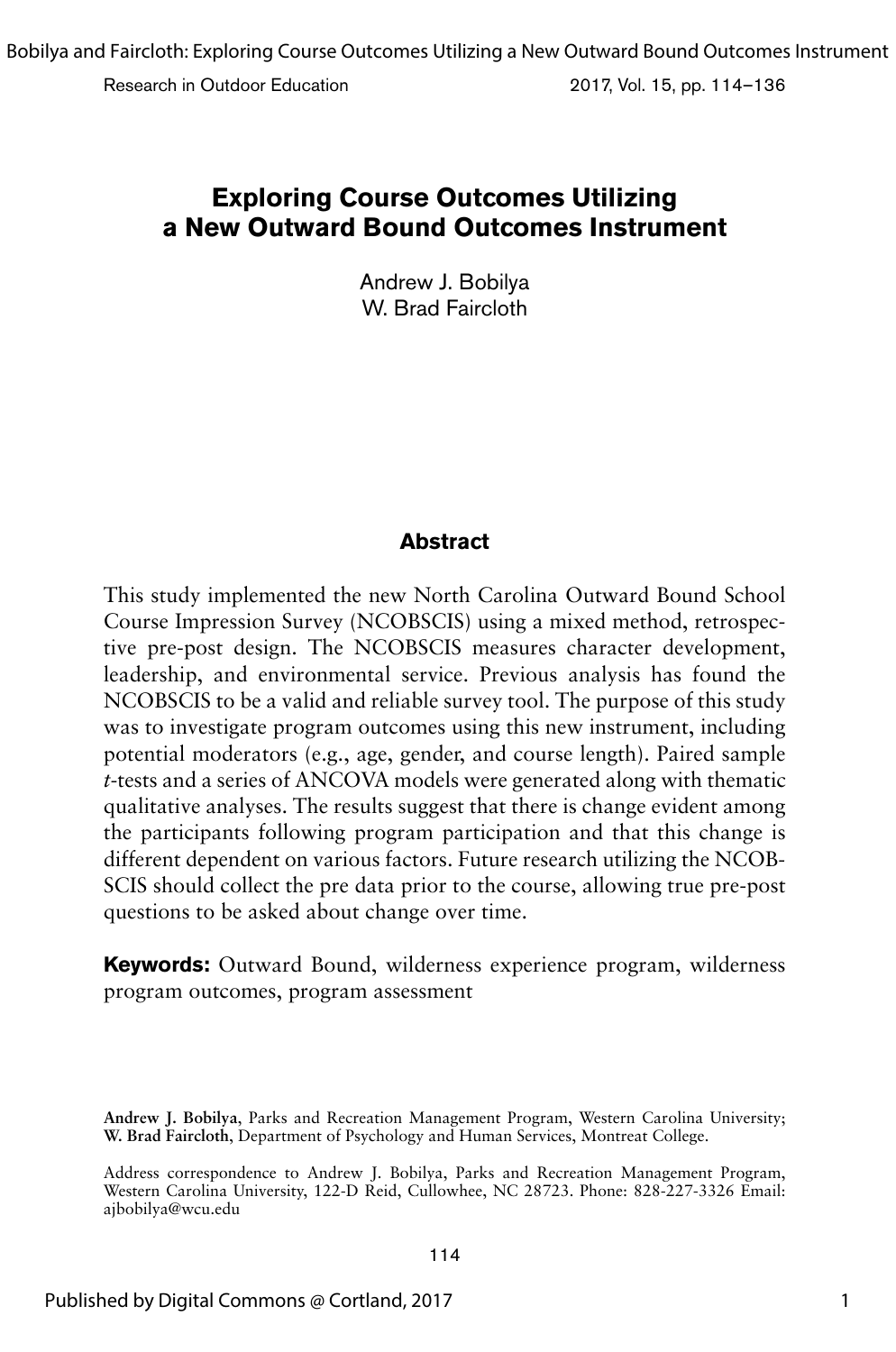# Exploring Course Outcomes Utilizing a New Outward Bound Outcomes Instrument

Andrew J. Bobilya
W. Brad Faircloth

## Abstract

This study implemented the new North Carolina Outward Bound School Course Impression Survey (NCOBSCIS) using a mixed method, retrospective pre-post design. The NCOBSCIS measures character development, leadership, and environmental service. Previous analysis has found the NCOBSCIS to be a valid and reliable survey tool. The purpose of this study was to investigate program outcomes using this new instrument, including potential moderators (e.g., age, gender, and course length). Paired sample *t*-tests and a series of ANCOVA models were generated along with thematic qualitative analyses. The results suggest that there is change evident among the participants following program participation and that this change is different dependent on various factors. Future research utilizing the NCOBSCIS should collect the pre data prior to the course, allowing true pre-post questions to be asked about change over time.

**Keywords:** Outward Bound, wilderness experience program, wilderness program outcomes, program assessment

**Andrew J. Bobilya**, Parks and Recreation Management Program, Western Carolina University; **W. Brad Faircloth**, Department of Psychology and Human Services, Montreat College.

Address correspondence to Andrew J. Bobilya, Parks and Recreation Management Program, Western Carolina University, 122-D Reid, Cullowhee, NC 28723. Phone: 828-227-3326 Email: ajbobilya@wcu.edu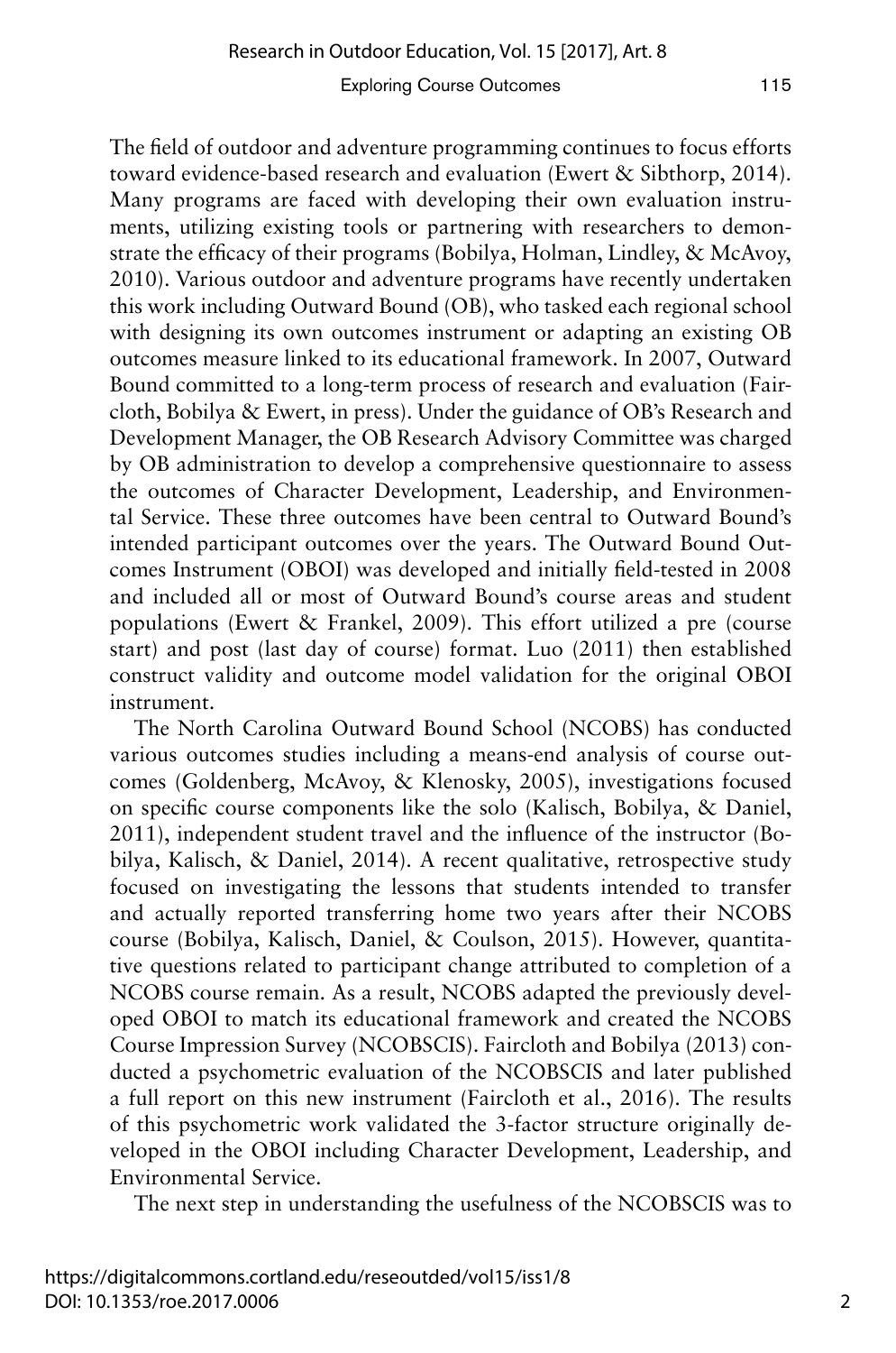The field of outdoor and adventure programming continues to focus efforts toward evidence-based research and evaluation (Ewert & Sibthorp, 2014). Many programs are faced with developing their own evaluation instruments, utilizing existing tools or partnering with researchers to demonstrate the efficacy of their programs (Bobilya, Holman, Lindley, & McAvoy, 2010). Various outdoor and adventure programs have recently undertaken this work including Outward Bound (OB), who tasked each regional school with designing its own outcomes instrument or adapting an existing OB outcomes measure linked to its educational framework. In 2007, Outward Bound committed to a long-term process of research and evaluation (Faircloth, Bobilya & Ewert, in press). Under the guidance of OB's Research and Development Manager, the OB Research Advisory Committee was charged by OB administration to develop a comprehensive questionnaire to assess the outcomes of Character Development, Leadership, and Environmental Service. These three outcomes have been central to Outward Bound's intended participant outcomes over the years. The Outward Bound Outcomes Instrument (OBOI) was developed and initially field-tested in 2008 and included all or most of Outward Bound's course areas and student populations (Ewert & Frankel, 2009). This effort utilized a pre (course start) and post (last day of course) format. Luo (2011) then established construct validity and outcome model validation for the original OBOI instrument.

The North Carolina Outward Bound School (NCOBS) has conducted various outcomes studies including a means-end analysis of course outcomes (Goldenberg, McAvoy, & Klenosky, 2005), investigations focused on specific course components like the solo (Kalisch, Bobilya, & Daniel, 2011), independent student travel and the influence of the instructor (Bobilya, Kalisch, & Daniel, 2014). A recent qualitative, retrospective study focused on investigating the lessons that students intended to transfer and actually reported transferring home two years after their NCOBS course (Bobilya, Kalisch, Daniel, & Coulson, 2015). However, quantitative questions related to participant change attributed to completion of a NCOBS course remain. As a result, NCOBS adapted the previously developed OBOI to match its educational framework and created the NCOBS Course Impression Survey (NCOBSCIS). Faircloth and Bobilya (2013) conducted a psychometric evaluation of the NCOBSCIS and later published a full report on this new instrument (Faircloth et al., 2016). The results of this psychometric work validated the 3-factor structure originally developed in the OBOI including Character Development, Leadership, and Environmental Service.

The next step in understanding the usefulness of the NCOBSCIS was to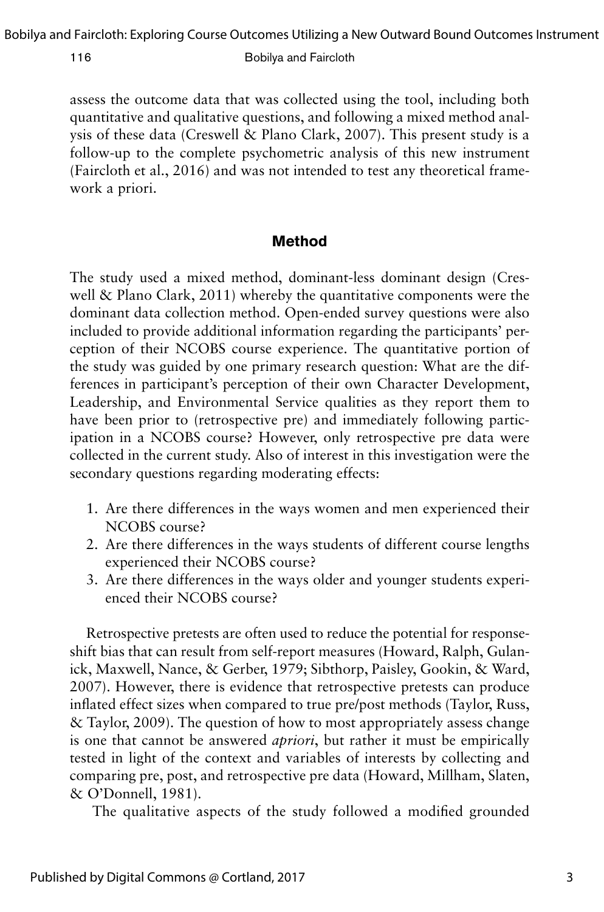assess the outcome data that was collected using the tool, including both quantitative and qualitative questions, and following a mixed method analysis of these data (Creswell & Plano Clark, 2007). This present study is a follow-up to the complete psychometric analysis of this new instrument (Faircloth et al., 2016) and was not intended to test any theoretical framework a priori.

## Method

The study used a mixed method, dominant-less dominant design (Creswell & Plano Clark, 2011) whereby the quantitative components were the dominant data collection method. Open-ended survey questions were also included to provide additional information regarding the participants' perception of their NCOBS course experience. The quantitative portion of the study was guided by one primary research question: What are the differences in participant's perception of their own Character Development, Leadership, and Environmental Service qualities as they report them to have been prior to (retrospective pre) and immediately following participation in a NCOBS course? However, only retrospective pre data were collected in the current study. Also of interest in this investigation were the secondary questions regarding moderating effects:

1. Are there differences in the ways women and men experienced their NCOBS course?
2. Are there differences in the ways students of different course lengths experienced their NCOBS course?
3. Are there differences in the ways older and younger students experienced their NCOBS course?

Retrospective pretests are often used to reduce the potential for response-shift bias that can result from self-report measures (Howard, Ralph, Gulanick, Maxwell, Nance, & Gerber, 1979; Sibthorp, Paisley, Gookin, & Ward, 2007). However, there is evidence that retrospective pretests can produce inflated effect sizes when compared to true pre/post methods (Taylor, Russ, & Taylor, 2009). The question of how to most appropriately assess change is one that cannot be answered *apriori*, but rather it must be empirically tested in light of the context and variables of interests by collecting and comparing pre, post, and retrospective pre data (Howard, Millham, Slaten, & O'Donnell, 1981).

The qualitative aspects of the study followed a modified grounded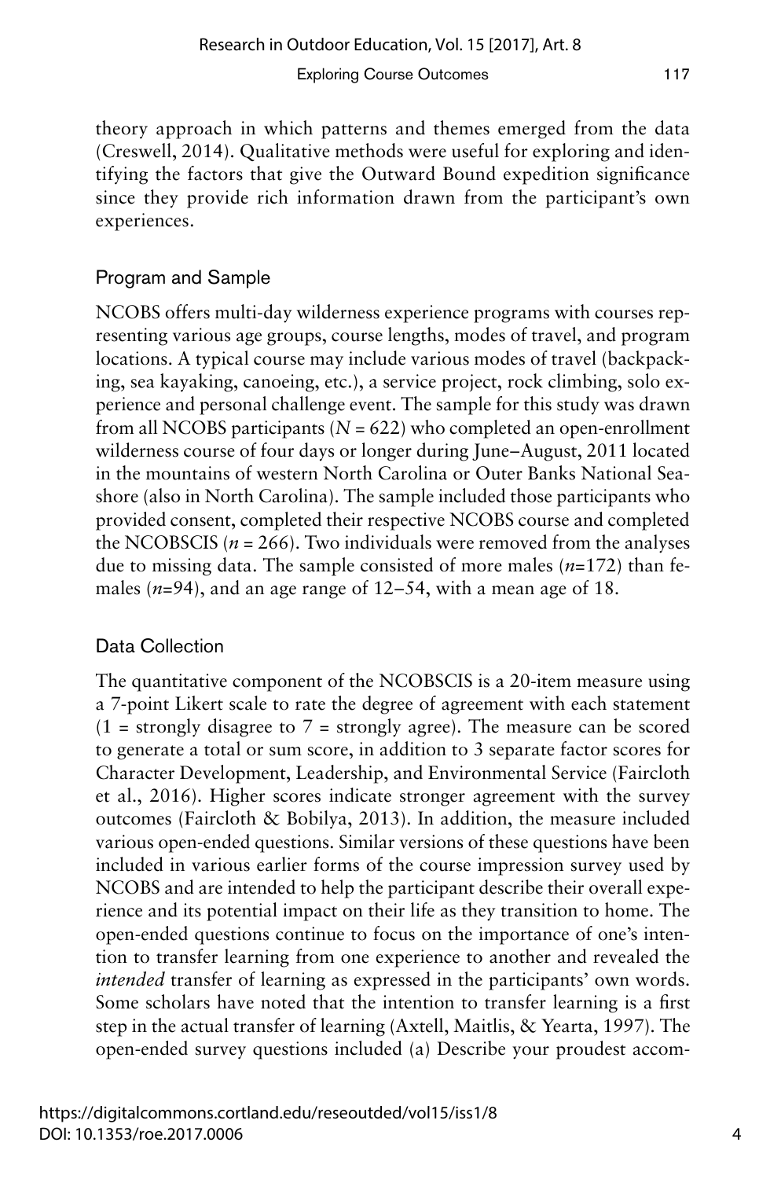theory approach in which patterns and themes emerged from the data (Creswell, 2014). Qualitative methods were useful for exploring and identifying the factors that give the Outward Bound expedition significance since they provide rich information drawn from the participant's own experiences.

## Program and Sample

NCOBS offers multi-day wilderness experience programs with courses representing various age groups, course lengths, modes of travel, and program locations. A typical course may include various modes of travel (backpacking, sea kayaking, canoeing, etc.), a service project, rock climbing, solo experience and personal challenge event. The sample for this study was drawn from all NCOBS participants ($N = 622$) who completed an open-enrollment wilderness course of four days or longer during June–August, 2011 located in the mountains of western North Carolina or Outer Banks National Seashore (also in North Carolina). The sample included those participants who provided consent, completed their respective NCOBS course and completed the NCOBSCIS ($n = 266$). Two individuals were removed from the analyses due to missing data. The sample consisted of more males ($n$=172) than females ($n$=94), and an age range of 12–54, with a mean age of 18.

## Data Collection

The quantitative component of the NCOBSCIS is a 20-item measure using a 7-point Likert scale to rate the degree of agreement with each statement (1 = strongly disagree to 7 = strongly agree). The measure can be scored to generate a total or sum score, in addition to 3 separate factor scores for Character Development, Leadership, and Environmental Service (Faircloth et al., 2016). Higher scores indicate stronger agreement with the survey outcomes (Faircloth & Bobilya, 2013). In addition, the measure included various open-ended questions. Similar versions of these questions have been included in various earlier forms of the course impression survey used by NCOBS and are intended to help the participant describe their overall experience and its potential impact on their life as they transition to home. The open-ended questions continue to focus on the importance of one's intention to transfer learning from one experience to another and revealed the *intended* transfer of learning as expressed in the participants' own words. Some scholars have noted that the intention to transfer learning is a first step in the actual transfer of learning (Axtell, Maitlis, & Yearta, 1997). The open-ended survey questions included (a) Describe your proudest accom-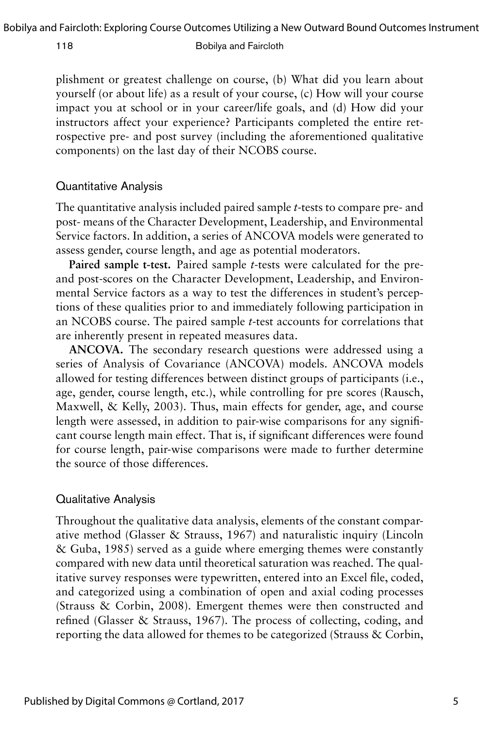plishment or greatest challenge on course, (b) What did you learn about yourself (or about life) as a result of your course, (c) How will your course impact you at school or in your career/life goals, and (d) How did your instructors affect your experience? Participants completed the entire retrospective pre- and post survey (including the aforementioned qualitative components) on the last day of their NCOBS course.

## Quantitative Analysis

The quantitative analysis included paired sample *t*-tests to compare pre- and post- means of the Character Development, Leadership, and Environmental Service factors. In addition, a series of ANCOVA models were generated to assess gender, course length, and age as potential moderators.

**Paired sample t-test.** Paired sample *t*-tests were calculated for the pre- and post-scores on the Character Development, Leadership, and Environmental Service factors as a way to test the differences in student's perceptions of these qualities prior to and immediately following participation in an NCOBS course. The paired sample *t*-test accounts for correlations that are inherently present in repeated measures data.

**ANCOVA.** The secondary research questions were addressed using a series of Analysis of Covariance (ANCOVA) models. ANCOVA models allowed for testing differences between distinct groups of participants (i.e., age, gender, course length, etc.), while controlling for pre scores (Rausch, Maxwell, & Kelly, 2003). Thus, main effects for gender, age, and course length were assessed, in addition to pair-wise comparisons for any significant course length main effect. That is, if significant differences were found for course length, pair-wise comparisons were made to further determine the source of those differences.

## Qualitative Analysis

Throughout the qualitative data analysis, elements of the constant comparative method (Glasser & Strauss, 1967) and naturalistic inquiry (Lincoln & Guba, 1985) served as a guide where emerging themes were constantly compared with new data until theoretical saturation was reached. The qualitative survey responses were typewritten, entered into an Excel file, coded, and categorized using a combination of open and axial coding processes (Strauss & Corbin, 2008). Emergent themes were then constructed and refined (Glasser & Strauss, 1967). The process of collecting, coding, and reporting the data allowed for themes to be categorized (Strauss & Corbin,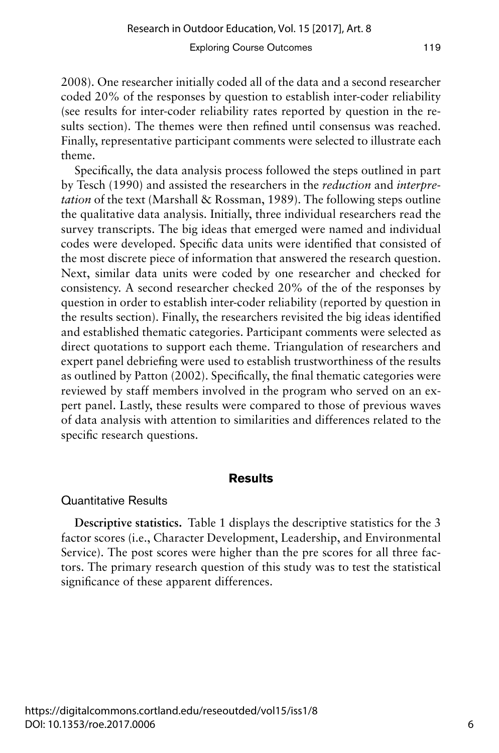2008). One researcher initially coded all of the data and a second researcher coded 20% of the responses by question to establish inter-coder reliability (see results for inter-coder reliability rates reported by question in the results section). The themes were then refined until consensus was reached. Finally, representative participant comments were selected to illustrate each theme.

Specifically, the data analysis process followed the steps outlined in part by Tesch (1990) and assisted the researchers in the *reduction* and *interpretation* of the text (Marshall & Rossman, 1989). The following steps outline the qualitative data analysis. Initially, three individual researchers read the survey transcripts. The big ideas that emerged were named and individual codes were developed. Specific data units were identified that consisted of the most discrete piece of information that answered the research question. Next, similar data units were coded by one researcher and checked for consistency. A second researcher checked 20% of the of the responses by question in order to establish inter-coder reliability (reported by question in the results section). Finally, the researchers revisited the big ideas identified and established thematic categories. Participant comments were selected as direct quotations to support each theme. Triangulation of researchers and expert panel debriefing were used to establish trustworthiness of the results as outlined by Patton (2002). Specifically, the final thematic categories were reviewed by staff members involved in the program who served on an expert panel. Lastly, these results were compared to those of previous waves of data analysis with attention to similarities and differences related to the specific research questions.

## Results

### Quantitative Results

**Descriptive statistics.** Table 1 displays the descriptive statistics for the 3 factor scores (i.e., Character Development, Leadership, and Environmental Service). The post scores were higher than the pre scores for all three factors. The primary research question of this study was to test the statistical significance of these apparent differences.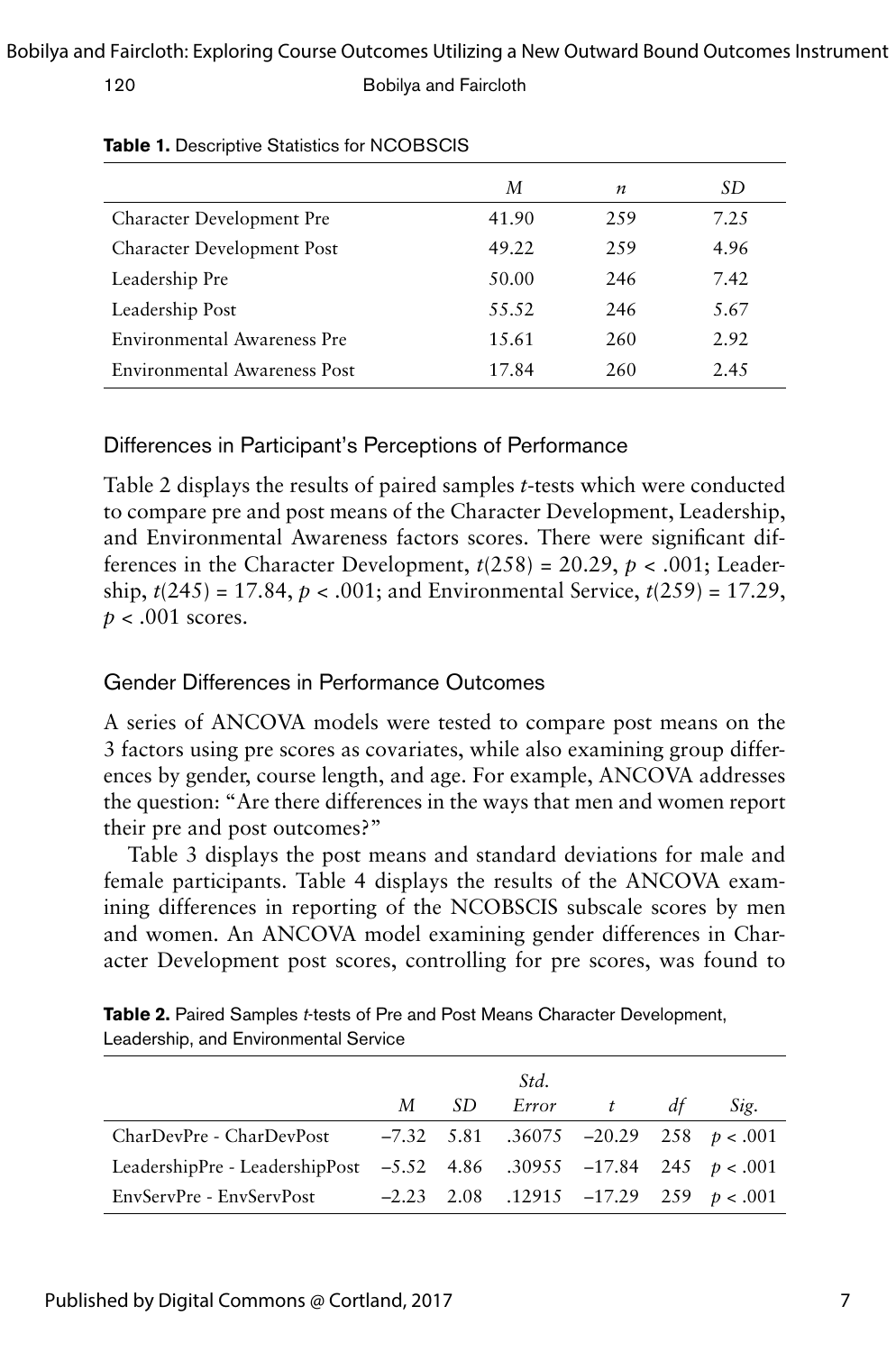**Table 1.** Descriptive Statistics for NCOBSCIS

| | *M* | *n* | *SD* |
|---|---|---|---|
| Character Development Pre | 41.90 | 259 | 7.25 |
| Character Development Post | 49.22 | 259 | 4.96 |
| Leadership Pre | 50.00 | 246 | 7.42 |
| Leadership Post | 55.52 | 246 | 5.67 |
| Environmental Awareness Pre | 15.61 | 260 | 2.92 |
| Environmental Awareness Post | 17.84 | 260 | 2.45 |

### Differences in Participant's Perceptions of Performance

Table 2 displays the results of paired samples *t*-tests which were conducted to compare pre and post means of the Character Development, Leadership, and Environmental Awareness factors scores. There were significant differences in the Character Development, $t(258) = 20.29$, $p < .001$; Leadership, $t(245) = 17.84$, $p < .001$; and Environmental Service, $t(259) = 17.29$, $p < .001$ scores.

### Gender Differences in Performance Outcomes

A series of ANCOVA models were tested to compare post means on the 3 factors using pre scores as covariates, while also examining group differences by gender, course length, and age. For example, ANCOVA addresses the question: "Are there differences in the ways that men and women report their pre and post outcomes?"

Table 3 displays the post means and standard deviations for male and female participants. Table 4 displays the results of the ANCOVA examining differences in reporting of the NCOBSCIS subscale scores by men and women. An ANCOVA model examining gender differences in Character Development post scores, controlling for pre scores, was found to

**Table 2.** Paired Samples *t*-tests of Pre and Post Means Character Development, Leadership, and Environmental Service

| | *M* | *SD* | *Std. Error* | *t* | *df* | *Sig.* |
|---|---|---|---|---|---|---|
| CharDevPre - CharDevPost | –7.32 | 5.81 | .36075 | –20.29 | 258 | $p < .001$ |
| LeadershipPre - LeadershipPost | –5.52 | 4.86 | .30955 | –17.84 | 245 | $p < .001$ |
| EnvServPre - EnvServPost | –2.23 | 2.08 | .12915 | –17.29 | 259 | $p < .001$ |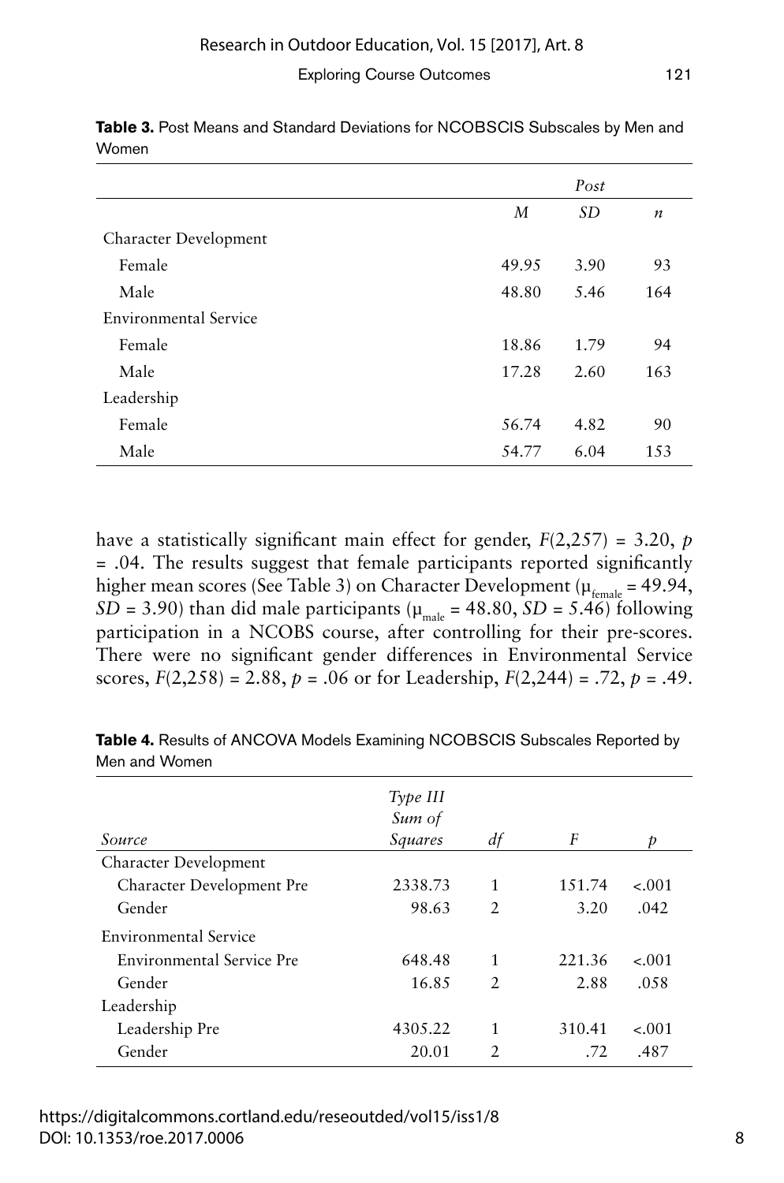**Table 3.** Post Means and Standard Deviations for NCOBSCIS Subscales by Men and Women

| | Post | | |
|---|---|---|---|
| | *M* | *SD* | *n* |
| Character Development | | | |
| Female | 49.95 | 3.90 | 93 |
| Male | 48.80 | 5.46 | 164 |
| Environmental Service | | | |
| Female | 18.86 | 1.79 | 94 |
| Male | 17.28 | 2.60 | 163 |
| Leadership | | | |
| Female | 56.74 | 4.82 | 90 |
| Male | 54.77 | 6.04 | 153 |

have a statistically significant main effect for gender, $F(2,257) = 3.20$, $p = .04$. The results suggest that female participants reported significantly higher mean scores (See Table 3) on Character Development ($\mu_{female} = 49.94$, $SD = 3.90$) than did male participants ($\mu_{male} = 48.80$, $SD = 5.46$) following participation in a NCOBS course, after controlling for their pre-scores. There were no significant gender differences in Environmental Service scores, $F(2,258) = 2.88$, $p = .06$ or for Leadership, $F(2,244) = .72$, $p = .49$.

**Table 4.** Results of ANCOVA Models Examining NCOBSCIS Subscales Reported by Men and Women

| *Source* | *Type III Sum of Squares* | *df* | *F* | *p* |
|---|---|---|---|---|
| Character Development | | | | |
| Character Development Pre | 2338.73 | 1 | 151.74 | <.001 |
| Gender | 98.63 | 2 | 3.20 | .042 |
| Environmental Service | | | | |
| Environmental Service Pre | 648.48 | 1 | 221.36 | <.001 |
| Gender | 16.85 | 2 | 2.88 | .058 |
| Leadership | | | | |
| Leadership Pre | 4305.22 | 1 | 310.41 | <.001 |
| Gender | 20.01 | 2 | .72 | .487 |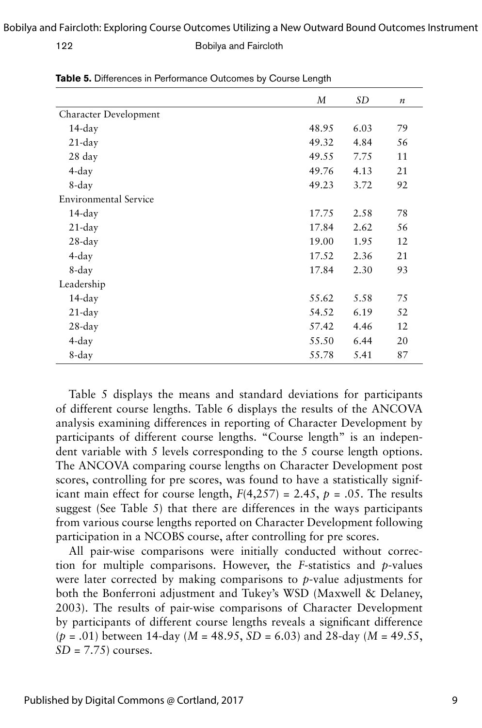**Table 5.** Differences in Performance Outcomes by Course Length

| | *M* | *SD* | *n* |
|---|---|---|---|
| Character Development | | | |
| 14-day | 48.95 | 6.03 | 79 |
| 21-day | 49.32 | 4.84 | 56 |
| 28 day | 49.55 | 7.75 | 11 |
| 4-day | 49.76 | 4.13 | 21 |
| 8-day | 49.23 | 3.72 | 92 |
| Environmental Service | | | |
| 14-day | 17.75 | 2.58 | 78 |
| 21-day | 17.84 | 2.62 | 56 |
| 28-day | 19.00 | 1.95 | 12 |
| 4-day | 17.52 | 2.36 | 21 |
| 8-day | 17.84 | 2.30 | 93 |
| Leadership | | | |
| 14-day | 55.62 | 5.58 | 75 |
| 21-day | 54.52 | 6.19 | 52 |
| 28-day | 57.42 | 4.46 | 12 |
| 4-day | 55.50 | 6.44 | 20 |
| 8-day | 55.78 | 5.41 | 87 |

Table 5 displays the means and standard deviations for participants of different course lengths. Table 6 displays the results of the ANCOVA analysis examining differences in reporting of Character Development by participants of different course lengths. "Course length" is an independent variable with 5 levels corresponding to the 5 course length options. The ANCOVA comparing course lengths on Character Development post scores, controlling for pre scores, was found to have a statistically significant main effect for course length, $F(4,257) = 2.45$, $p = .05$. The results suggest (See Table 5) that there are differences in the ways participants from various course lengths reported on Character Development following participation in a NCOBS course, after controlling for pre scores.

All pair-wise comparisons were initially conducted without correction for multiple comparisons. However, the *F*-statistics and *p*-values were later corrected by making comparisons to *p*-value adjustments for both the Bonferroni adjustment and Tukey's WSD (Maxwell & Delaney, 2003). The results of pair-wise comparisons of Character Development by participants of different course lengths reveals a significant difference ($p = .01$) between 14-day ($M = 48.95$, $SD = 6.03$) and 28-day ($M = 49.55$, $SD = 7.75$) courses.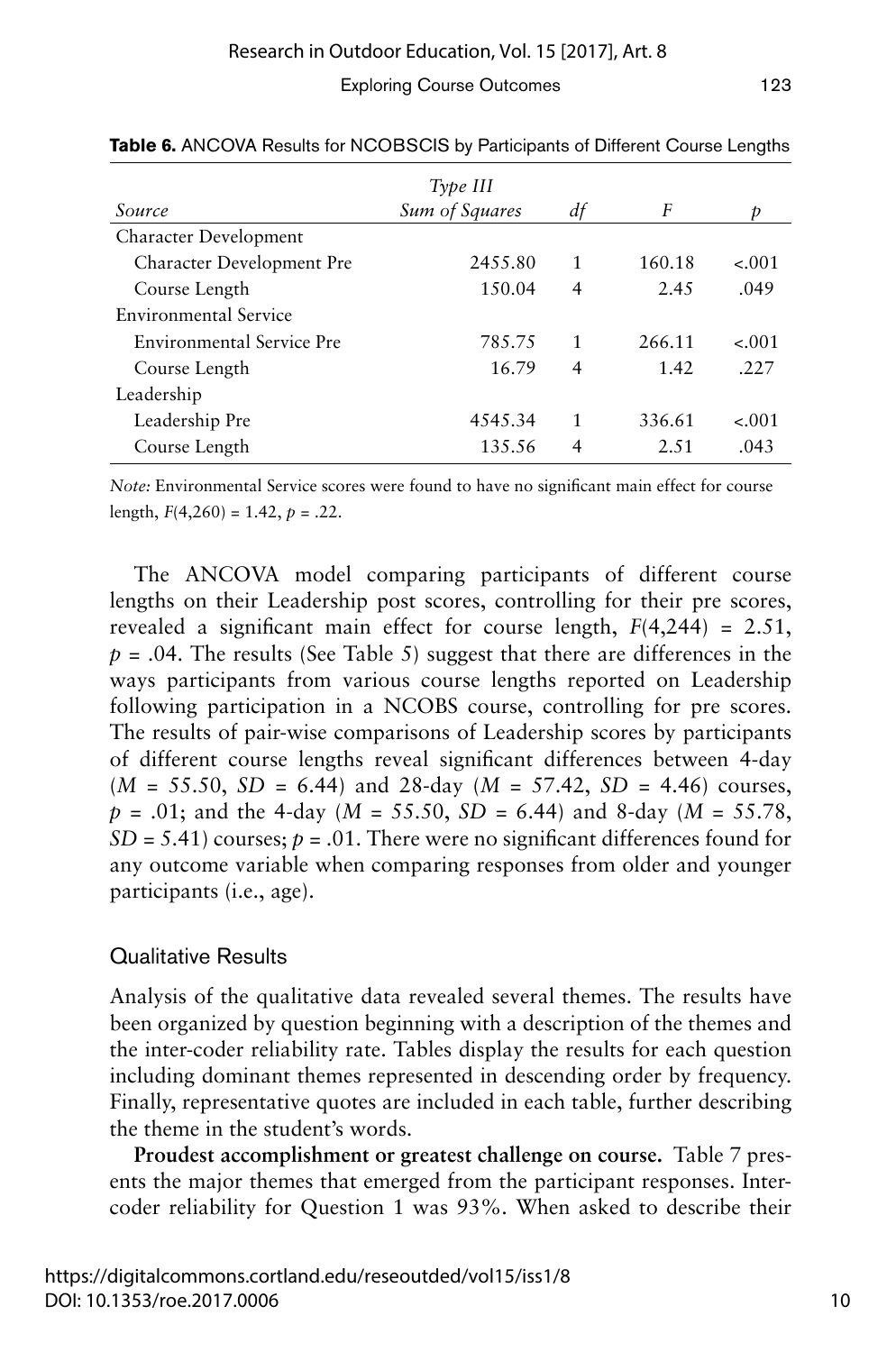**Table 6.** ANCOVA Results for NCOBSCIS by Participants of Different Course Lengths

| *Source* | *Type III Sum of Squares* | *df* | *F* | *p* |
|---|---|---|---|---|
| Character Development | | | | |
| Character Development Pre | 2455.80 | 1 | 160.18 | <.001 |
| Course Length | 150.04 | 4 | 2.45 | .049 |
| Environmental Service | | | | |
| Environmental Service Pre | 785.75 | 1 | 266.11 | <.001 |
| Course Length | 16.79 | 4 | 1.42 | .227 |
| Leadership | | | | |
| Leadership Pre | 4545.34 | 1 | 336.61 | <.001 |
| Course Length | 135.56 | 4 | 2.51 | .043 |

*Note:* Environmental Service scores were found to have no significant main effect for course length, $F(4,260) = 1.42$, $p = .22$.

The ANCOVA model comparing participants of different course lengths on their Leadership post scores, controlling for their pre scores, revealed a significant main effect for course length, $F(4,244) = 2.51$, $p = .04$. The results (See Table 5) suggest that there are differences in the ways participants from various course lengths reported on Leadership following participation in a NCOBS course, controlling for pre scores. The results of pair-wise comparisons of Leadership scores by participants of different course lengths reveal significant differences between 4-day ($M = 55.50$, $SD = 6.44$) and 28-day ($M = 57.42$, $SD = 4.46$) courses, $p = .01$; and the 4-day ($M = 55.50$, $SD = 6.44$) and 8-day ($M = 55.78$, $SD = 5.41$) courses; $p = .01$. There were no significant differences found for any outcome variable when comparing responses from older and younger participants (i.e., age).

## Qualitative Results

Analysis of the qualitative data revealed several themes. The results have been organized by question beginning with a description of the themes and the inter-coder reliability rate. Tables display the results for each question including dominant themes represented in descending order by frequency. Finally, representative quotes are included in each table, further describing the theme in the student's words.

**Proudest accomplishment or greatest challenge on course.** Table 7 presents the major themes that emerged from the participant responses. Inter-coder reliability for Question 1 was 93%. When asked to describe their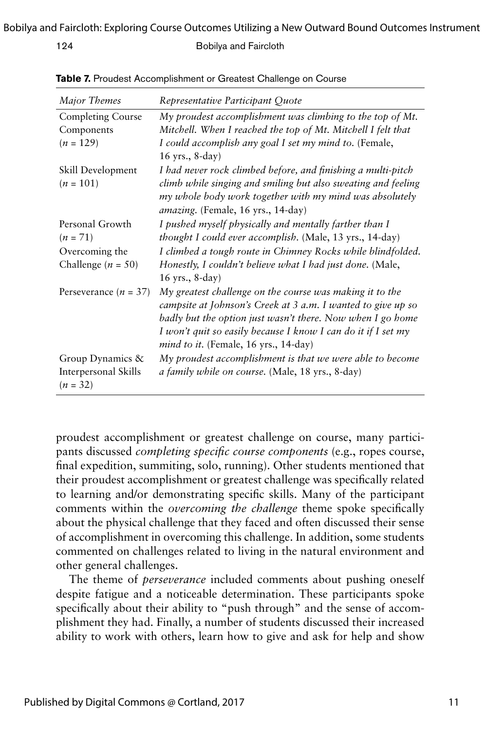**Table 7.** Proudest Accomplishment or Greatest Challenge on Course

| *Major Themes* | *Representative Participant Quote* |
|---|---|
| Completing Course Components ($n = 129$) | *My proudest accomplishment was climbing to the top of Mt. Mitchell. When I reached the top of Mt. Mitchell I felt that I could accomplish any goal I set my mind to.* (Female, 16 yrs., 8-day) |
| Skill Development ($n = 101$) | *I had never rock climbed before, and finishing a multi-pitch climb while singing and smiling but also sweating and feeling my whole body work together with my mind was absolutely amazing.* (Female, 16 yrs., 14-day) |
| Personal Growth ($n = 71$) | *I pushed myself physically and mentally farther than I thought I could ever accomplish.* (Male, 13 yrs., 14-day) |
| Overcoming the Challenge ($n = 50$) | *I climbed a tough route in Chimney Rocks while blindfolded. Honestly, I couldn't believe what I had just done.* (Male, 16 yrs., 8-day) |
| Perseverance ($n = 37$) | *My greatest challenge on the course was making it to the campsite at Johnson's Creek at 3 a.m. I wanted to give up so badly but the option just wasn't there. Now when I go home I won't quit so easily because I know I can do it if I set my mind to it.* (Female, 16 yrs., 14-day) |
| Group Dynamics & Interpersonal Skills ($n = 32$) | *My proudest accomplishment is that we were able to become a family while on course.* (Male, 18 yrs., 8-day) |

proudest accomplishment or greatest challenge on course, many participants discussed *completing specific course components* (e.g., ropes course, final expedition, summiting, solo, running). Other students mentioned that their proudest accomplishment or greatest challenge was specifically related to learning and/or demonstrating specific skills. Many of the participant comments within the *overcoming the challenge* theme spoke specifically about the physical challenge that they faced and often discussed their sense of accomplishment in overcoming this challenge. In addition, some students commented on challenges related to living in the natural environment and other general challenges.

The theme of *perseverance* included comments about pushing oneself despite fatigue and a noticeable determination. These participants spoke specifically about their ability to "push through" and the sense of accomplishment they had. Finally, a number of students discussed their increased ability to work with others, learn how to give and ask for help and show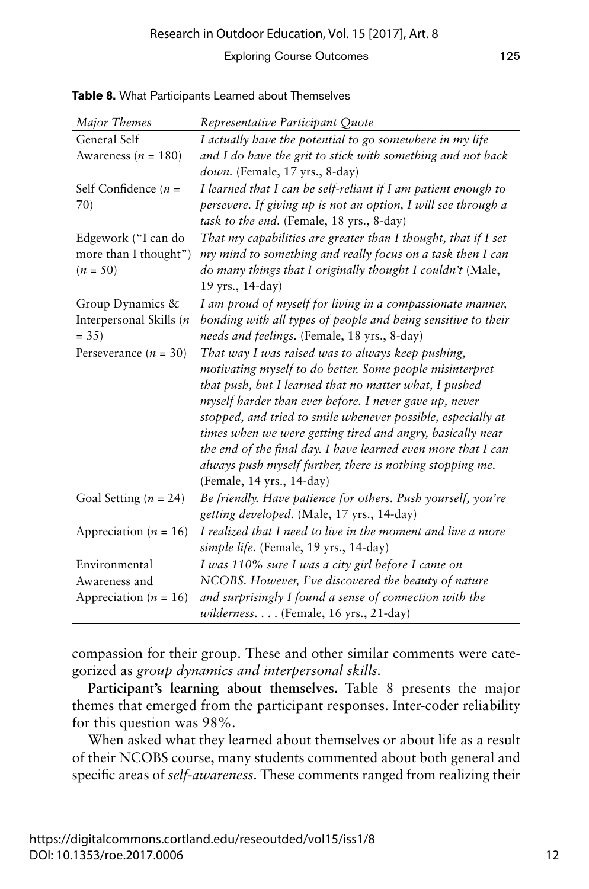**Table 8.** What Participants Learned about Themselves

| *Major Themes* | *Representative Participant Quote* |
|---|---|
| General Self Awareness (*n* = 180) | *I actually have the potential to go somewhere in my life and I do have the grit to stick with something and not back down.* (Female, 17 yrs., 8-day) |
| Self Confidence (*n* = 70) | *I learned that I can be self-reliant if I am patient enough to persevere. If giving up is not an option, I will see through a task to the end.* (Female, 18 yrs., 8-day) |
| Edgework ("I can do more than I thought") (*n* = 50) | *That my capabilities are greater than I thought, that if I set my mind to something and really focus on a task then I can do many things that I originally thought I couldn't* (Male, 19 yrs., 14-day) |
| Group Dynamics & Interpersonal Skills (*n* = 35) | *I am proud of myself for living in a compassionate manner, bonding with all types of people and being sensitive to their needs and feelings.* (Female, 18 yrs., 8-day) |
| Perseverance (*n* = 30) | *That way I was raised was to always keep pushing, motivating myself to do better. Some people misinterpret that push, but I learned that no matter what, I pushed myself harder than ever before. I never gave up, never stopped, and tried to smile whenever possible, especially at times when we were getting tired and angry, basically near the end of the final day. I have learned even more that I can always push myself further, there is nothing stopping me.* (Female, 14 yrs., 14-day) |
| Goal Setting (*n* = 24) | *Be friendly. Have patience for others. Push yourself, you're getting developed.* (Male, 17 yrs., 14-day) |
| Appreciation (*n* = 16) | *I realized that I need to live in the moment and live a more simple life.* (Female, 19 yrs., 14-day) |
| Environmental Awareness and Appreciation (*n* = 16) | *I was 110% sure I was a city girl before I came on NCOBS. However, I've discovered the beauty of nature and surprisingly I found a sense of connection with the wilderness. . . .* (Female, 16 yrs., 21-day) |

compassion for their group. These and other similar comments were categorized as *group dynamics and interpersonal skills*.

**Participant's learning about themselves.** Table 8 presents the major themes that emerged from the participant responses. Inter-coder reliability for this question was 98%.

When asked what they learned about themselves or about life as a result of their NCOBS course, many students commented about both general and specific areas of *self-awareness*. These comments ranged from realizing their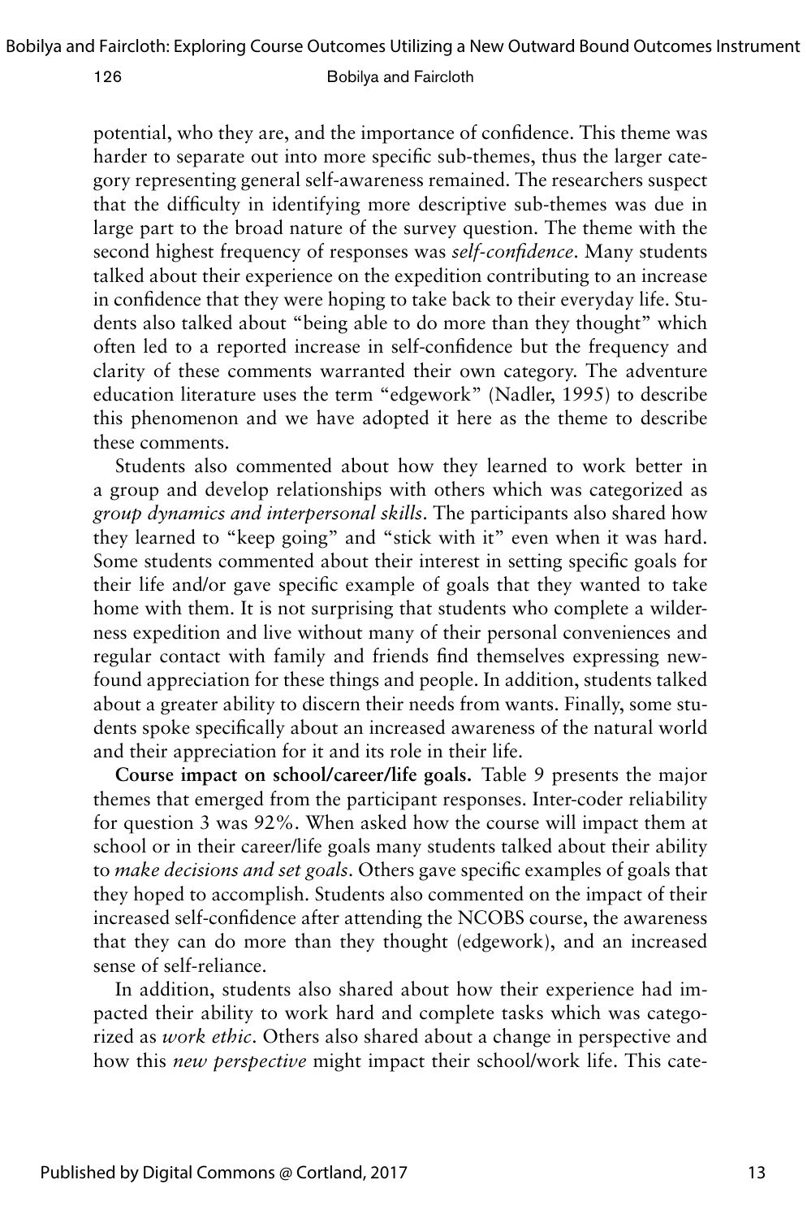potential, who they are, and the importance of confidence. This theme was harder to separate out into more specific sub-themes, thus the larger category representing general self-awareness remained. The researchers suspect that the difficulty in identifying more descriptive sub-themes was due in large part to the broad nature of the survey question. The theme with the second highest frequency of responses was *self-confidence*. Many students talked about their experience on the expedition contributing to an increase in confidence that they were hoping to take back to their everyday life. Students also talked about "being able to do more than they thought" which often led to a reported increase in self-confidence but the frequency and clarity of these comments warranted their own category. The adventure education literature uses the term "edgework" (Nadler, 1995) to describe this phenomenon and we have adopted it here as the theme to describe these comments.

Students also commented about how they learned to work better in a group and develop relationships with others which was categorized as *group dynamics and interpersonal skills*. The participants also shared how they learned to "keep going" and "stick with it" even when it was hard. Some students commented about their interest in setting specific goals for their life and/or gave specific example of goals that they wanted to take home with them. It is not surprising that students who complete a wilderness expedition and live without many of their personal conveniences and regular contact with family and friends find themselves expressing newfound appreciation for these things and people. In addition, students talked about a greater ability to discern their needs from wants. Finally, some students spoke specifically about an increased awareness of the natural world and their appreciation for it and its role in their life.

**Course impact on school/career/life goals.** Table 9 presents the major themes that emerged from the participant responses. Inter-coder reliability for question 3 was 92%. When asked how the course will impact them at school or in their career/life goals many students talked about their ability to *make decisions and set goals*. Others gave specific examples of goals that they hoped to accomplish. Students also commented on the impact of their increased self-confidence after attending the NCOBS course, the awareness that they can do more than they thought (edgework), and an increased sense of self-reliance.

In addition, students also shared about how their experience had impacted their ability to work hard and complete tasks which was categorized as *work ethic*. Others also shared about a change in perspective and how this *new perspective* might impact their school/work life. This cate-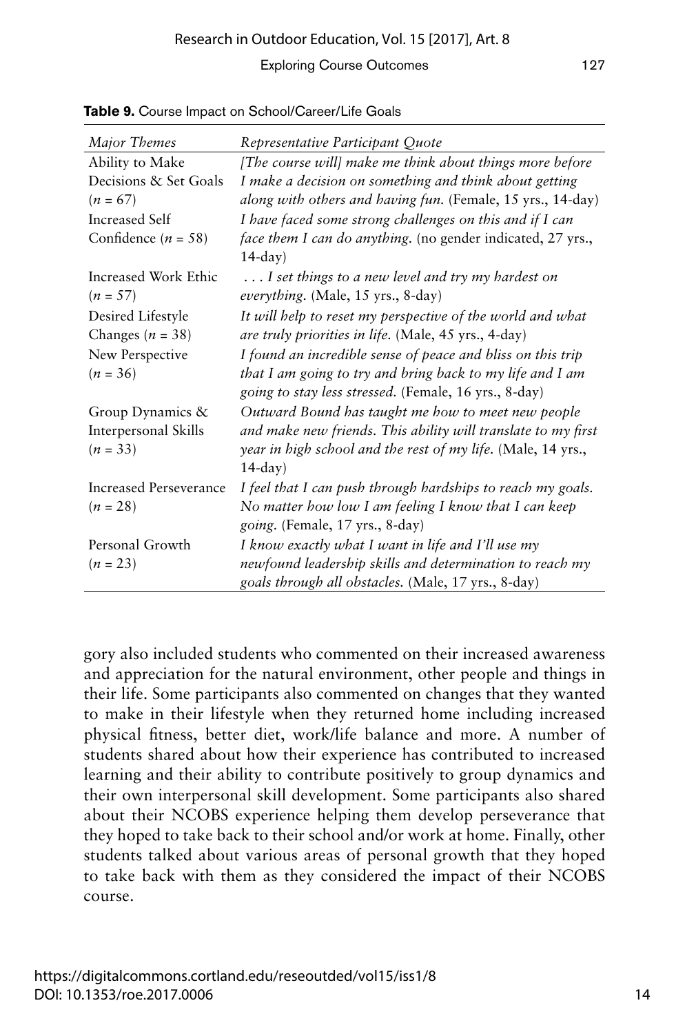**Table 9.** Course Impact on School/Career/Life Goals

| *Major Themes* | *Representative Participant Quote* |
|---|---|
| Ability to Make Decisions & Set Goals ($n$ = 67) | *[The course will] make me think about things more before I make a decision on something and think about getting along with others and having fun.* (Female, 15 yrs., 14-day) |
| Increased Self Confidence ($n$ = 58) | *I have faced some strong challenges on this and if I can face them I can do anything.* (no gender indicated, 27 yrs., 14-day) |
| Increased Work Ethic ($n$ = 57) | *. . . I set things to a new level and try my hardest on everything.* (Male, 15 yrs., 8-day) |
| Desired Lifestyle Changes ($n$ = 38) | *It will help to reset my perspective of the world and what are truly priorities in life.* (Male, 45 yrs., 4-day) |
| New Perspective ($n$ = 36) | *I found an incredible sense of peace and bliss on this trip that I am going to try and bring back to my life and I am going to stay less stressed.* (Female, 16 yrs., 8-day) |
| Group Dynamics & Interpersonal Skills ($n$ = 33) | *Outward Bound has taught me how to meet new people and make new friends. This ability will translate to my first year in high school and the rest of my life.* (Male, 14 yrs., 14-day) |
| Increased Perseverance ($n$ = 28) | *I feel that I can push through hardships to reach my goals. No matter how low I am feeling I know that I can keep going.* (Female, 17 yrs., 8-day) |
| Personal Growth ($n$ = 23) | *I know exactly what I want in life and I'll use my newfound leadership skills and determination to reach my goals through all obstacles.* (Male, 17 yrs., 8-day) |

gory also included students who commented on their increased awareness and appreciation for the natural environment, other people and things in their life. Some participants also commented on changes that they wanted to make in their lifestyle when they returned home including increased physical fitness, better diet, work/life balance and more. A number of students shared about how their experience has contributed to increased learning and their ability to contribute positively to group dynamics and their own interpersonal skill development. Some participants also shared about their NCOBS experience helping them develop perseverance that they hoped to take back to their school and/or work at home. Finally, other students talked about various areas of personal growth that they hoped to take back with them as they considered the impact of their NCOBS course.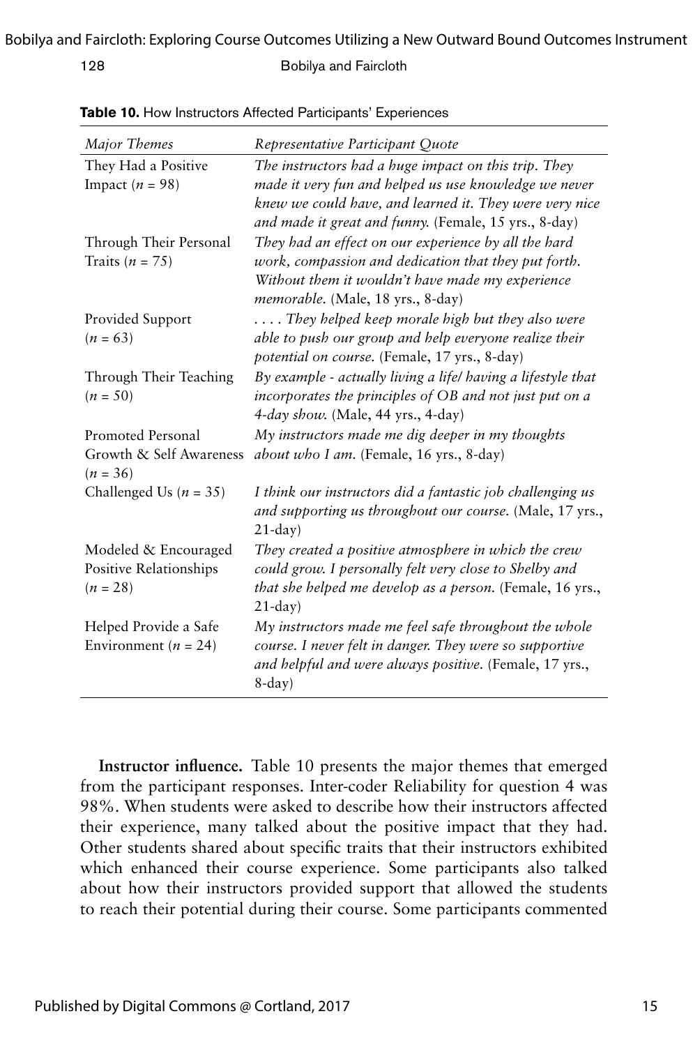**Table 10.** How Instructors Affected Participants' Experiences

| *Major Themes* | *Representative Participant Quote* |
|---|---|
| They Had a Positive Impact ($n$ = 98) | *The instructors had a huge impact on this trip. They made it very fun and helped us use knowledge we never knew we could have, and learned it. They were very nice and made it great and funny.* (Female, 15 yrs., 8-day) |
| Through Their Personal Traits ($n$ = 75) | *They had an effect on our experience by all the hard work, compassion and dedication that they put forth. Without them it wouldn't have made my experience memorable.* (Male, 18 yrs., 8-day) |
| Provided Support ($n$ = 63) | *. . . . They helped keep morale high but they also were able to push our group and help everyone realize their potential on course.* (Female, 17 yrs., 8-day) |
| Through Their Teaching ($n$ = 50) | *By example - actually living a life/ having a lifestyle that incorporates the principles of OB and not just put on a 4-day show.* (Male, 44 yrs., 4-day) |
| Promoted Personal Growth & Self Awareness ($n$ = 36) | *My instructors made me dig deeper in my thoughts about who I am.* (Female, 16 yrs., 8-day) |
| Challenged Us ($n$ = 35) | *I think our instructors did a fantastic job challenging us and supporting us throughout our course.* (Male, 17 yrs., 21-day) |
| Modeled & Encouraged Positive Relationships ($n$ = 28) | *They created a positive atmosphere in which the crew could grow. I personally felt very close to Shelby and that she helped me develop as a person.* (Female, 16 yrs., 21-day) |
| Helped Provide a Safe Environment ($n$ = 24) | *My instructors made me feel safe throughout the whole course. I never felt in danger. They were so supportive and helpful and were always positive.* (Female, 17 yrs., 8-day) |

**Instructor influence.** Table 10 presents the major themes that emerged from the participant responses. Inter-coder Reliability for question 4 was 98%. When students were asked to describe how their instructors affected their experience, many talked about the positive impact that they had. Other students shared about specific traits that their instructors exhibited which enhanced their course experience. Some participants also talked about how their instructors provided support that allowed the students to reach their potential during their course. Some participants commented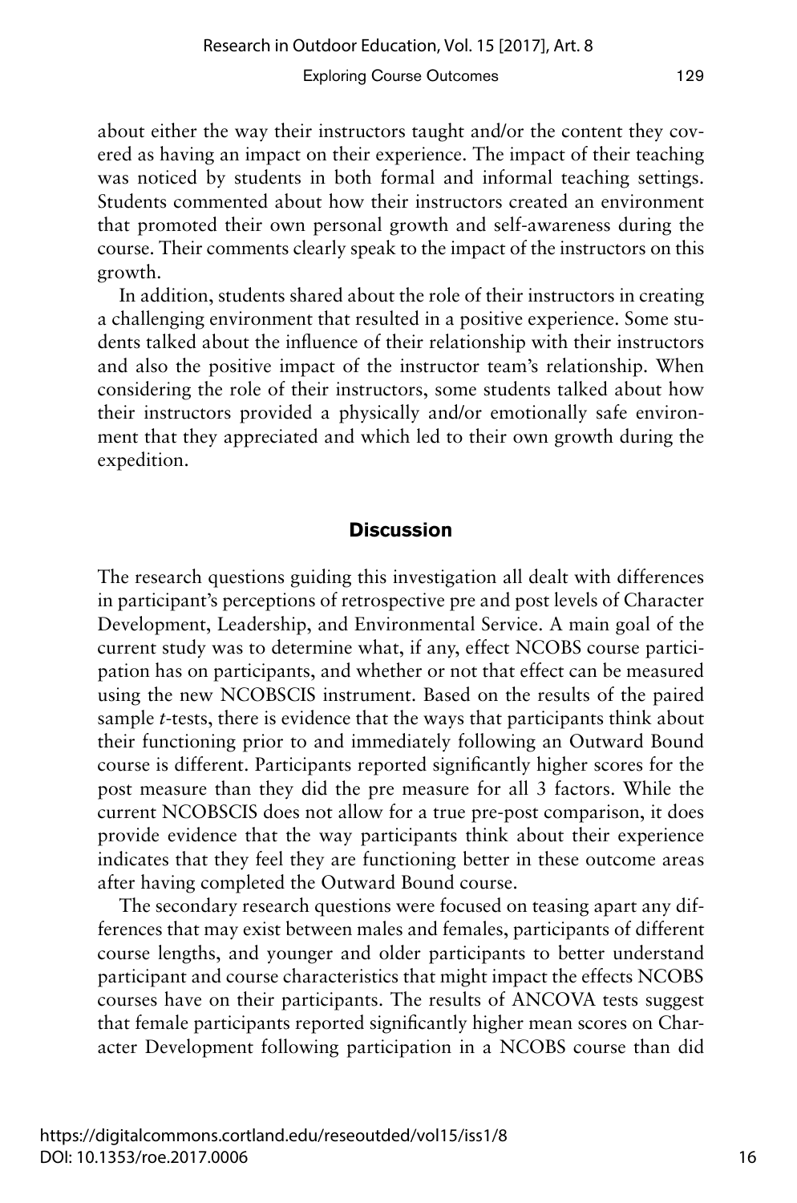about either the way their instructors taught and/or the content they covered as having an impact on their experience. The impact of their teaching was noticed by students in both formal and informal teaching settings. Students commented about how their instructors created an environment that promoted their own personal growth and self-awareness during the course. Their comments clearly speak to the impact of the instructors on this growth.

In addition, students shared about the role of their instructors in creating a challenging environment that resulted in a positive experience. Some students talked about the influence of their relationship with their instructors and also the positive impact of the instructor team's relationship. When considering the role of their instructors, some students talked about how their instructors provided a physically and/or emotionally safe environment that they appreciated and which led to their own growth during the expedition.

## Discussion

The research questions guiding this investigation all dealt with differences in participant's perceptions of retrospective pre and post levels of Character Development, Leadership, and Environmental Service. A main goal of the current study was to determine what, if any, effect NCOBS course participation has on participants, and whether or not that effect can be measured using the new NCOBSCIS instrument. Based on the results of the paired sample *t*-tests, there is evidence that the ways that participants think about their functioning prior to and immediately following an Outward Bound course is different. Participants reported significantly higher scores for the post measure than they did the pre measure for all 3 factors. While the current NCOBSCIS does not allow for a true pre-post comparison, it does provide evidence that the way participants think about their experience indicates that they feel they are functioning better in these outcome areas after having completed the Outward Bound course.

The secondary research questions were focused on teasing apart any differences that may exist between males and females, participants of different course lengths, and younger and older participants to better understand participant and course characteristics that might impact the effects NCOBS courses have on their participants. The results of ANCOVA tests suggest that female participants reported significantly higher mean scores on Character Development following participation in a NCOBS course than did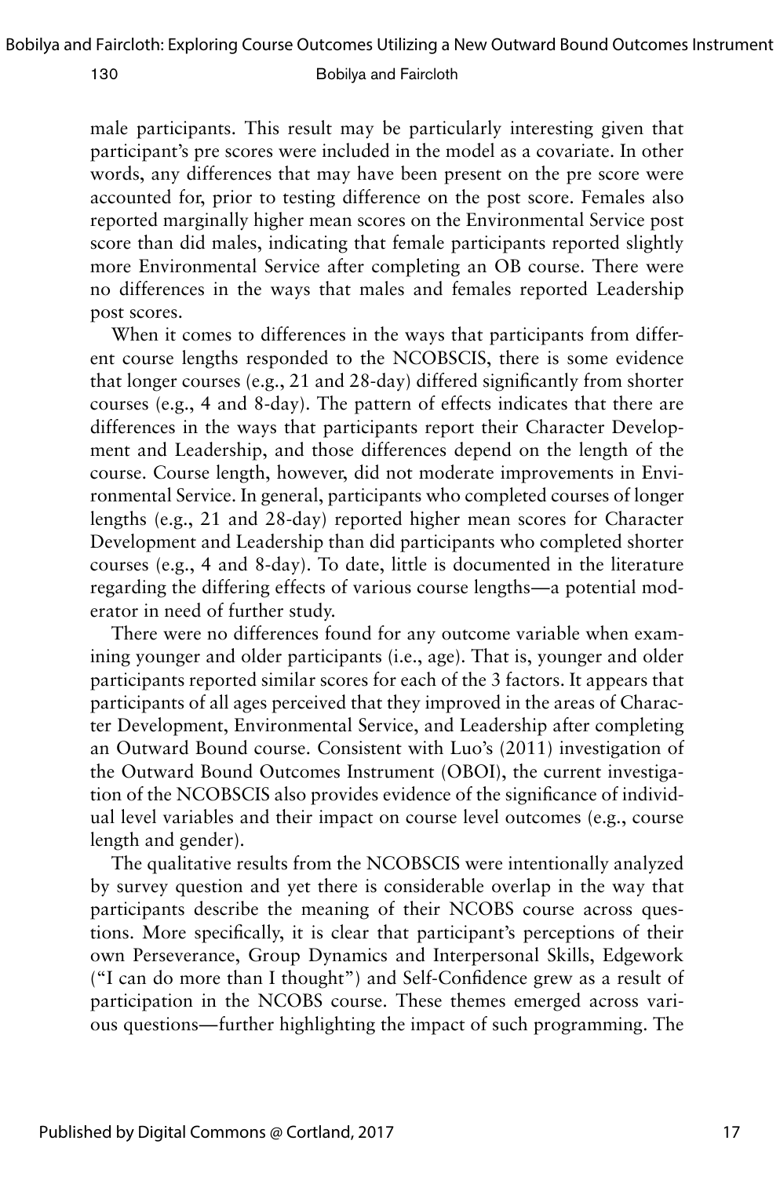male participants. This result may be particularly interesting given that participant's pre scores were included in the model as a covariate. In other words, any differences that may have been present on the pre score were accounted for, prior to testing difference on the post score. Females also reported marginally higher mean scores on the Environmental Service post score than did males, indicating that female participants reported slightly more Environmental Service after completing an OB course. There were no differences in the ways that males and females reported Leadership post scores.

When it comes to differences in the ways that participants from different course lengths responded to the NCOBSCIS, there is some evidence that longer courses (e.g., 21 and 28-day) differed significantly from shorter courses (e.g., 4 and 8-day). The pattern of effects indicates that there are differences in the ways that participants report their Character Development and Leadership, and those differences depend on the length of the course. Course length, however, did not moderate improvements in Environmental Service. In general, participants who completed courses of longer lengths (e.g., 21 and 28-day) reported higher mean scores for Character Development and Leadership than did participants who completed shorter courses (e.g., 4 and 8-day). To date, little is documented in the literature regarding the differing effects of various course lengths—a potential moderator in need of further study.

There were no differences found for any outcome variable when examining younger and older participants (i.e., age). That is, younger and older participants reported similar scores for each of the 3 factors. It appears that participants of all ages perceived that they improved in the areas of Character Development, Environmental Service, and Leadership after completing an Outward Bound course. Consistent with Luo's (2011) investigation of the Outward Bound Outcomes Instrument (OBOI), the current investigation of the NCOBSCIS also provides evidence of the significance of individual level variables and their impact on course level outcomes (e.g., course length and gender).

The qualitative results from the NCOBSCIS were intentionally analyzed by survey question and yet there is considerable overlap in the way that participants describe the meaning of their NCOBS course across questions. More specifically, it is clear that participant's perceptions of their own Perseverance, Group Dynamics and Interpersonal Skills, Edgework ("I can do more than I thought") and Self-Confidence grew as a result of participation in the NCOBS course. These themes emerged across various questions—further highlighting the impact of such programming. The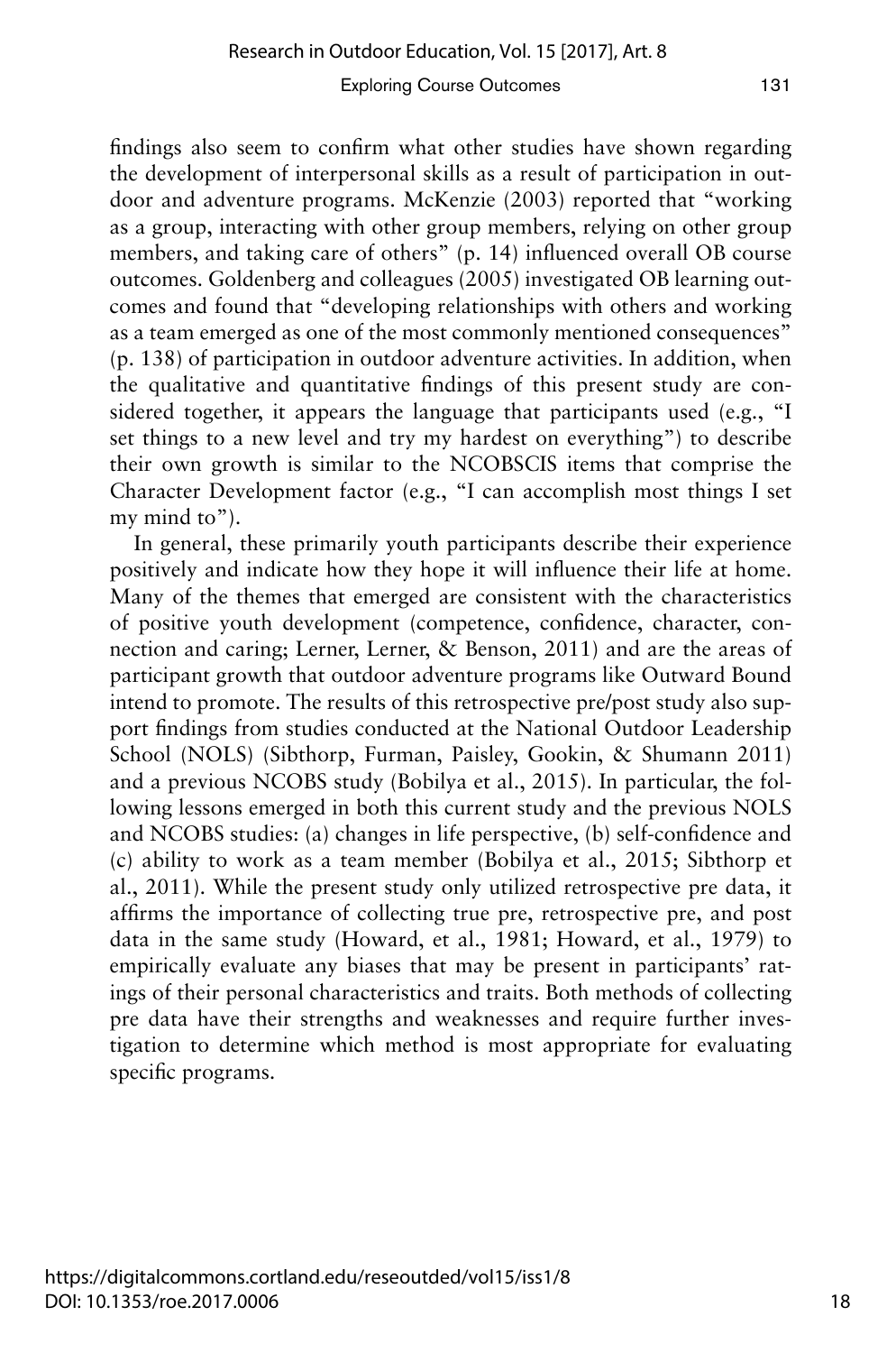findings also seem to confirm what other studies have shown regarding the development of interpersonal skills as a result of participation in outdoor and adventure programs. McKenzie (2003) reported that "working as a group, interacting with other group members, relying on other group members, and taking care of others" (p. 14) influenced overall OB course outcomes. Goldenberg and colleagues (2005) investigated OB learning outcomes and found that "developing relationships with others and working as a team emerged as one of the most commonly mentioned consequences" (p. 138) of participation in outdoor adventure activities. In addition, when the qualitative and quantitative findings of this present study are considered together, it appears the language that participants used (e.g., "I set things to a new level and try my hardest on everything") to describe their own growth is similar to the NCOBSCIS items that comprise the Character Development factor (e.g., "I can accomplish most things I set my mind to").

In general, these primarily youth participants describe their experience positively and indicate how they hope it will influence their life at home. Many of the themes that emerged are consistent with the characteristics of positive youth development (competence, confidence, character, connection and caring; Lerner, Lerner, & Benson, 2011) and are the areas of participant growth that outdoor adventure programs like Outward Bound intend to promote. The results of this retrospective pre/post study also support findings from studies conducted at the National Outdoor Leadership School (NOLS) (Sibthorp, Furman, Paisley, Gookin, & Shumann 2011) and a previous NCOBS study (Bobilya et al., 2015). In particular, the following lessons emerged in both this current study and the previous NOLS and NCOBS studies: (a) changes in life perspective, (b) self-confidence and (c) ability to work as a team member (Bobilya et al., 2015; Sibthorp et al., 2011). While the present study only utilized retrospective pre data, it affirms the importance of collecting true pre, retrospective pre, and post data in the same study (Howard, et al., 1981; Howard, et al., 1979) to empirically evaluate any biases that may be present in participants' ratings of their personal characteristics and traits. Both methods of collecting pre data have their strengths and weaknesses and require further investigation to determine which method is most appropriate for evaluating specific programs.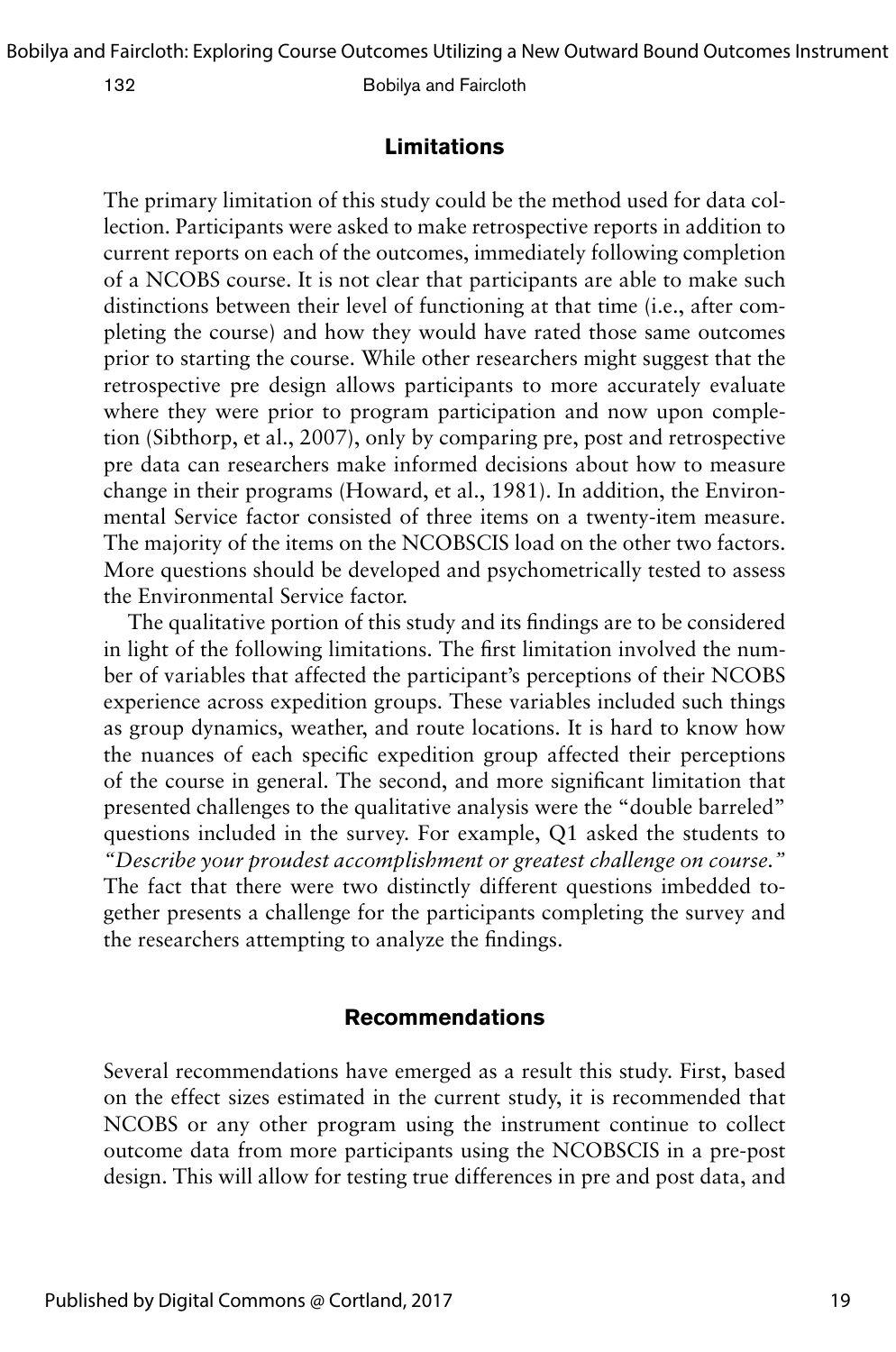## Limitations

The primary limitation of this study could be the method used for data collection. Participants were asked to make retrospective reports in addition to current reports on each of the outcomes, immediately following completion of a NCOBS course. It is not clear that participants are able to make such distinctions between their level of functioning at that time (i.e., after completing the course) and how they would have rated those same outcomes prior to starting the course. While other researchers might suggest that the retrospective pre design allows participants to more accurately evaluate where they were prior to program participation and now upon completion (Sibthorp, et al., 2007), only by comparing pre, post and retrospective pre data can researchers make informed decisions about how to measure change in their programs (Howard, et al., 1981). In addition, the Environmental Service factor consisted of three items on a twenty-item measure. The majority of the items on the NCOBSCIS load on the other two factors. More questions should be developed and psychometrically tested to assess the Environmental Service factor.

The qualitative portion of this study and its findings are to be considered in light of the following limitations. The first limitation involved the number of variables that affected the participant's perceptions of their NCOBS experience across expedition groups. These variables included such things as group dynamics, weather, and route locations. It is hard to know how the nuances of each specific expedition group affected their perceptions of the course in general. The second, and more significant limitation that presented challenges to the qualitative analysis were the "double barreled" questions included in the survey. For example, Q1 asked the students to *"Describe your proudest accomplishment or greatest challenge on course."* The fact that there were two distinctly different questions imbedded together presents a challenge for the participants completing the survey and the researchers attempting to analyze the findings.

## Recommendations

Several recommendations have emerged as a result this study. First, based on the effect sizes estimated in the current study, it is recommended that NCOBS or any other program using the instrument continue to collect outcome data from more participants using the NCOBSCIS in a pre-post design. This will allow for testing true differences in pre and post data, and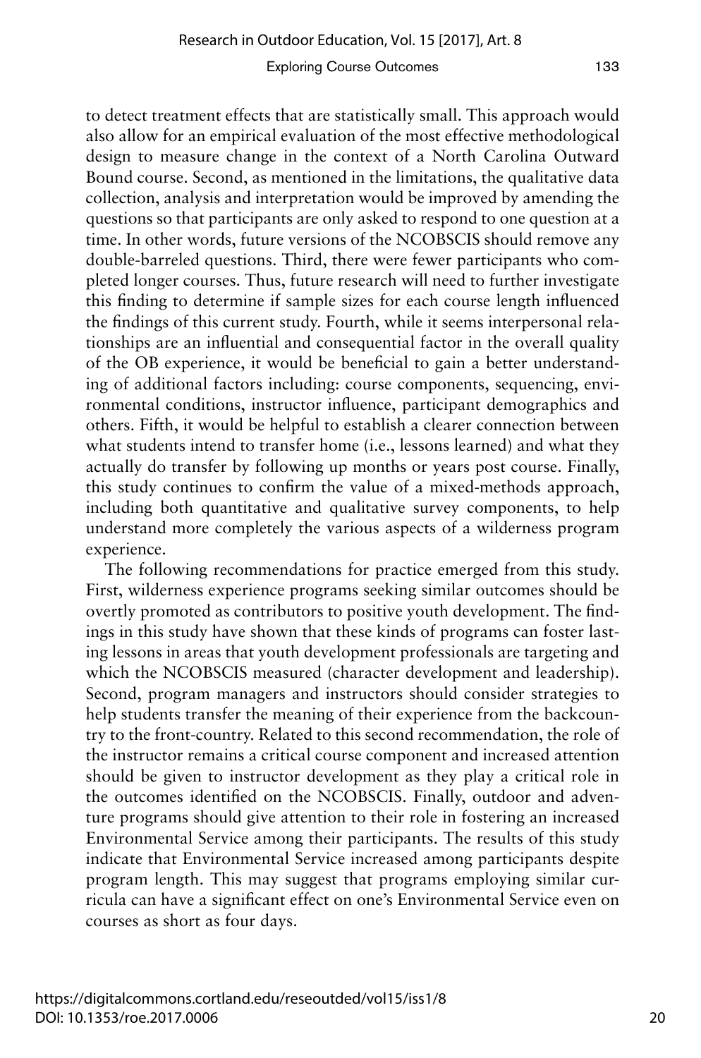to detect treatment effects that are statistically small. This approach would also allow for an empirical evaluation of the most effective methodological design to measure change in the context of a North Carolina Outward Bound course. Second, as mentioned in the limitations, the qualitative data collection, analysis and interpretation would be improved by amending the questions so that participants are only asked to respond to one question at a time. In other words, future versions of the NCOBSCIS should remove any double-barreled questions. Third, there were fewer participants who completed longer courses. Thus, future research will need to further investigate this finding to determine if sample sizes for each course length influenced the findings of this current study. Fourth, while it seems interpersonal relationships are an influential and consequential factor in the overall quality of the OB experience, it would be beneficial to gain a better understanding of additional factors including: course components, sequencing, environmental conditions, instructor influence, participant demographics and others. Fifth, it would be helpful to establish a clearer connection between what students intend to transfer home (i.e., lessons learned) and what they actually do transfer by following up months or years post course. Finally, this study continues to confirm the value of a mixed-methods approach, including both quantitative and qualitative survey components, to help understand more completely the various aspects of a wilderness program experience.

The following recommendations for practice emerged from this study. First, wilderness experience programs seeking similar outcomes should be overtly promoted as contributors to positive youth development. The findings in this study have shown that these kinds of programs can foster lasting lessons in areas that youth development professionals are targeting and which the NCOBSCIS measured (character development and leadership). Second, program managers and instructors should consider strategies to help students transfer the meaning of their experience from the backcountry to the front-country. Related to this second recommendation, the role of the instructor remains a critical course component and increased attention should be given to instructor development as they play a critical role in the outcomes identified on the NCOBSCIS. Finally, outdoor and adventure programs should give attention to their role in fostering an increased Environmental Service among their participants. The results of this study indicate that Environmental Service increased among participants despite program length. This may suggest that programs employing similar curricula can have a significant effect on one's Environmental Service even on courses as short as four days.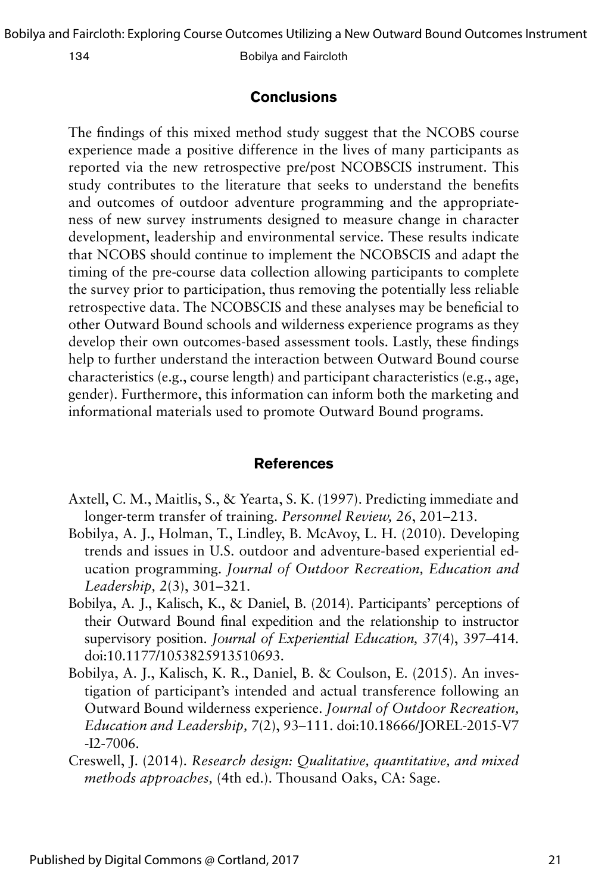## Conclusions

The findings of this mixed method study suggest that the NCOBS course experience made a positive difference in the lives of many participants as reported via the new retrospective pre/post NCOBSCIS instrument. This study contributes to the literature that seeks to understand the benefits and outcomes of outdoor adventure programming and the appropriateness of new survey instruments designed to measure change in character development, leadership and environmental service. These results indicate that NCOBS should continue to implement the NCOBSCIS and adapt the timing of the pre-course data collection allowing participants to complete the survey prior to participation, thus removing the potentially less reliable retrospective data. The NCOBSCIS and these analyses may be beneficial to other Outward Bound schools and wilderness experience programs as they develop their own outcomes-based assessment tools. Lastly, these findings help to further understand the interaction between Outward Bound course characteristics (e.g., course length) and participant characteristics (e.g., age, gender). Furthermore, this information can inform both the marketing and informational materials used to promote Outward Bound programs.

## References

Axtell, C. M., Maitlis, S., & Yearta, S. K. (1997). Predicting immediate and longer-term transfer of training. *Personnel Review, 26*, 201–213.

Bobilya, A. J., Holman, T., Lindley, B. McAvoy, L. H. (2010). Developing trends and issues in U.S. outdoor and adventure-based experiential education programming. *Journal of Outdoor Recreation, Education and Leadership, 2*(3), 301–321.

Bobilya, A. J., Kalisch, K., & Daniel, B. (2014). Participants' perceptions of their Outward Bound final expedition and the relationship to instructor supervisory position. *Journal of Experiential Education, 37*(4), 397–414. doi:10.1177/1053825913510693.

Bobilya, A. J., Kalisch, K. R., Daniel, B. & Coulson, E. (2015). An investigation of participant's intended and actual transference following an Outward Bound wilderness experience. *Journal of Outdoor Recreation, Education and Leadership, 7*(2), 93–111. doi:10.18666/JOREL-2015-V7-I2-7006.

Creswell, J. (2014). *Research design: Qualitative, quantitative, and mixed methods approaches,* (4th ed.). Thousand Oaks, CA: Sage.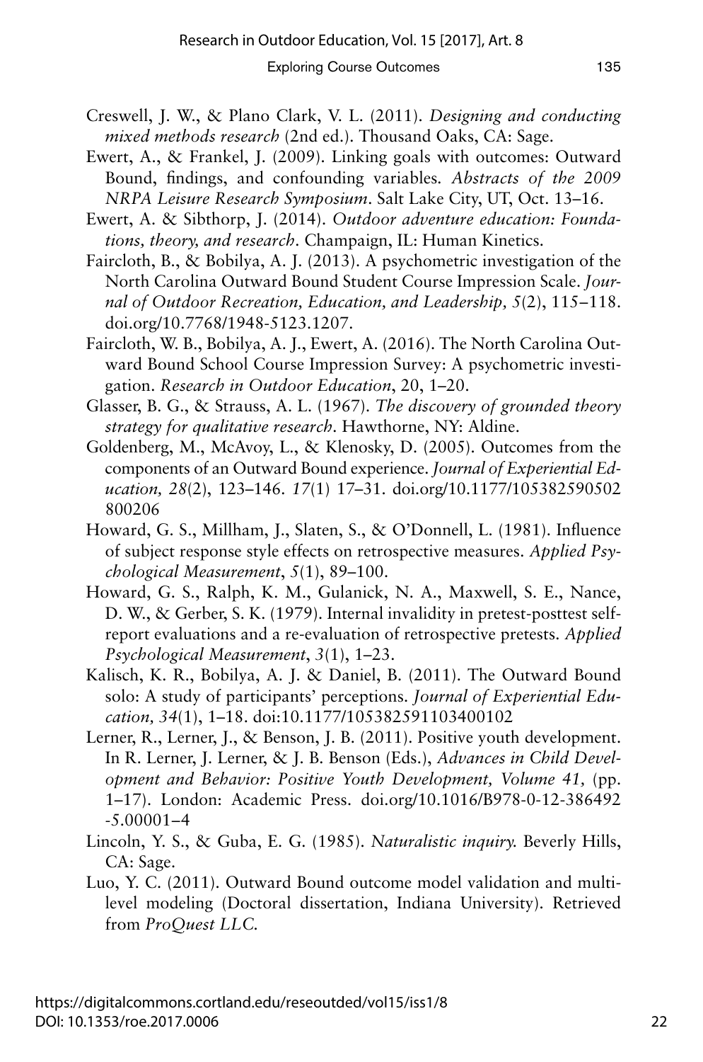Creswell, J. W., & Plano Clark, V. L. (2011). *Designing and conducting mixed methods research* (2nd ed.). Thousand Oaks, CA: Sage.

Ewert, A., & Frankel, J. (2009). Linking goals with outcomes: Outward Bound, findings, and confounding variables. *Abstracts of the 2009 NRPA Leisure Research Symposium*. Salt Lake City, UT, Oct. 13–16.

Ewert, A. & Sibthorp, J. (2014). *Outdoor adventure education: Foundations, theory, and research*. Champaign, IL: Human Kinetics.

Faircloth, B., & Bobilya, A. J. (2013). A psychometric investigation of the North Carolina Outward Bound Student Course Impression Scale. *Journal of Outdoor Recreation, Education, and Leadership, 5*(2), 115–118. doi.org/10.7768/1948-5123.1207.

Faircloth, W. B., Bobilya, A. J., Ewert, A. (2016). The North Carolina Outward Bound School Course Impression Survey: A psychometric investigation. *Research in Outdoor Education*, 20, 1–20.

Glasser, B. G., & Strauss, A. L. (1967). *The discovery of grounded theory strategy for qualitative research*. Hawthorne, NY: Aldine.

Goldenberg, M., McAvoy, L., & Klenosky, D. (2005). Outcomes from the components of an Outward Bound experience. *Journal of Experiential Education, 28*(2), 123–146. *17*(1) 17–31. doi.org/10.1177/105382590502800206

Howard, G. S., Millham, J., Slaten, S., & O'Donnell, L. (1981). Influence of subject response style effects on retrospective measures. *Applied Psychological Measurement*, *5*(1), 89–100.

Howard, G. S., Ralph, K. M., Gulanick, N. A., Maxwell, S. E., Nance, D. W., & Gerber, S. K. (1979). Internal invalidity in pretest-posttest self-report evaluations and a re-evaluation of retrospective pretests. *Applied Psychological Measurement*, *3*(1), 1–23.

Kalisch, K. R., Bobilya, A. J. & Daniel, B. (2011). The Outward Bound solo: A study of participants' perceptions. *Journal of Experiential Education, 34*(1), 1–18. doi:10.1177/105382591103400102

Lerner, R., Lerner, J., & Benson, J. B. (2011). Positive youth development. In R. Lerner, J. Lerner, & J. B. Benson (Eds.), *Advances in Child Development and Behavior: Positive Youth Development, Volume 41,* (pp. 1–17). London: Academic Press. doi.org/10.1016/B978-0-12-386492-5.00001–4

Lincoln, Y. S., & Guba, E. G. (1985). *Naturalistic inquiry.* Beverly Hills, CA: Sage.

Luo, Y. C. (2011). Outward Bound outcome model validation and multilevel modeling (Doctoral dissertation, Indiana University). Retrieved from *ProQuest LLC.*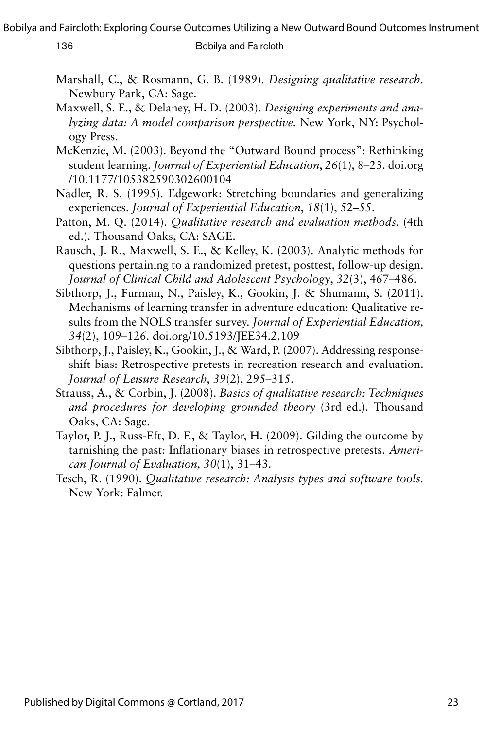Marshall, C., & Rosmann, G. B. (1989). *Designing qualitative research*. Newbury Park, CA: Sage.

Maxwell, S. E., & Delaney, H. D. (2003). *Designing experiments and analyzing data: A model comparison perspective*. New York, NY: Psychology Press.

McKenzie, M. (2003). Beyond the "Outward Bound process": Rethinking student learning. *Journal of Experiential Education*, *26*(1), 8–23. doi.org/10.1177/105382590302600104

Nadler, R. S. (1995). Edgework: Stretching boundaries and generalizing experiences. *Journal of Experiential Education*, *18*(1), 52–55.

Patton, M. Q. (2014). *Qualitative research and evaluation methods*. (4th ed.). Thousand Oaks, CA: SAGE.

Rausch, J. R., Maxwell, S. E., & Kelley, K. (2003). Analytic methods for questions pertaining to a randomized pretest, posttest, follow-up design. *Journal of Clinical Child and Adolescent Psychology*, *32*(3), 467–486.

Sibthorp, J., Furman, N., Paisley, K., Gookin, J. & Shumann, S. (2011). Mechanisms of learning transfer in adventure education: Qualitative results from the NOLS transfer survey. *Journal of Experiential Education, 34*(2), 109–126. doi.org/10.5193/JEE34.2.109

Sibthorp, J., Paisley, K., Gookin, J., & Ward, P. (2007). Addressing response-shift bias: Retrospective pretests in recreation research and evaluation. *Journal of Leisure Research*, *39*(2), 295–315.

Strauss, A., & Corbin, J. (2008). *Basics of qualitative research: Techniques and procedures for developing grounded theory* (3rd ed.). Thousand Oaks, CA: Sage.

Taylor, P. J., Russ-Eft, D. F., & Taylor, H. (2009). Gilding the outcome by tarnishing the past: Inflationary biases in retrospective pretests. *American Journal of Evaluation, 30*(1), 31–43.

Tesch, R. (1990). *Qualitative research: Analysis types and software tools*. New York: Falmer.